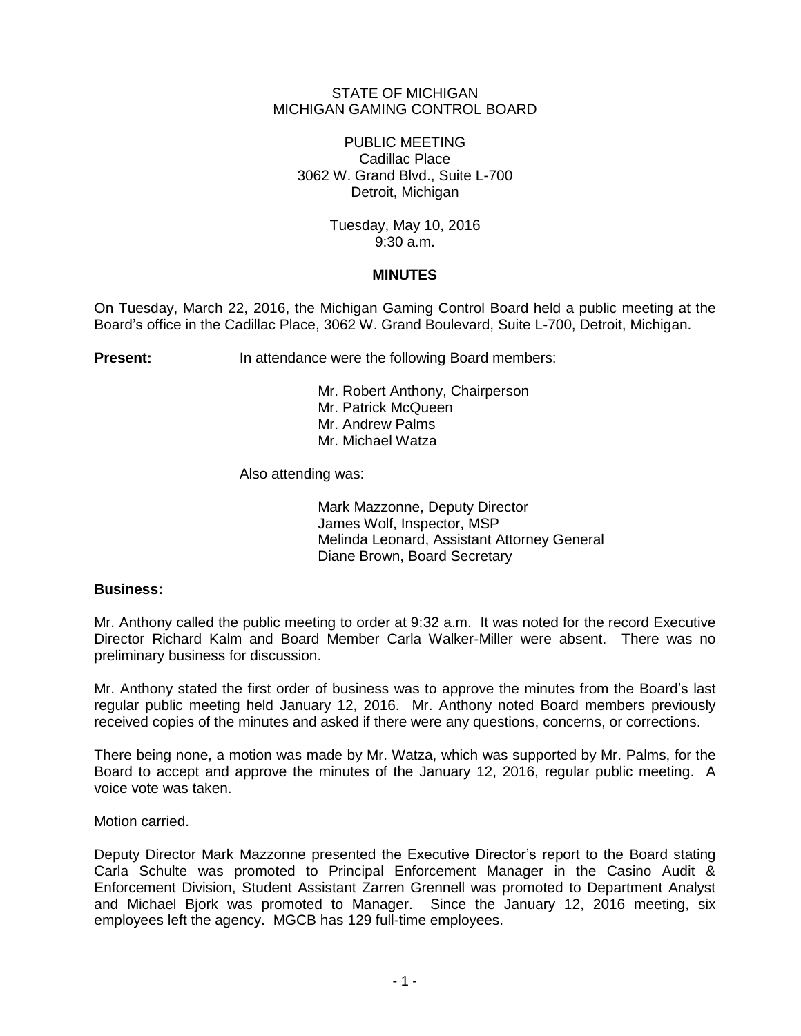STATE OF MICHIGAN
MICHIGAN GAMING CONTROL BOARD

PUBLIC MEETING
Cadillac Place
3062 W. Grand Blvd., Suite L-700
Detroit, Michigan

Tuesday, May 10, 2016
9:30 a.m.

**MINUTES**

On Tuesday, March 22, 2016, the Michigan Gaming Control Board held a public meeting at the Board's office in the Cadillac Place, 3062 W. Grand Boulevard, Suite L-700, Detroit, Michigan.

**Present:** In attendance were the following Board members:

Mr. Robert Anthony, Chairperson
Mr. Patrick McQueen
Mr. Andrew Palms
Mr. Michael Watza

Also attending was:

Mark Mazzonne, Deputy Director
James Wolf, Inspector, MSP
Melinda Leonard, Assistant Attorney General
Diane Brown, Board Secretary

**Business:**

Mr. Anthony called the public meeting to order at 9:32 a.m. It was noted for the record Executive Director Richard Kalm and Board Member Carla Walker-Miller were absent. There was no preliminary business for discussion.

Mr. Anthony stated the first order of business was to approve the minutes from the Board's last regular public meeting held January 12, 2016. Mr. Anthony noted Board members previously received copies of the minutes and asked if there were any questions, concerns, or corrections.

There being none, a motion was made by Mr. Watza, which was supported by Mr. Palms, for the Board to accept and approve the minutes of the January 12, 2016, regular public meeting. A voice vote was taken.

Motion carried.

Deputy Director Mark Mazzonne presented the Executive Director's report to the Board stating Carla Schulte was promoted to Principal Enforcement Manager in the Casino Audit & Enforcement Division, Student Assistant Zarren Grennell was promoted to Department Analyst and Michael Bjork was promoted to Manager. Since the January 12, 2016 meeting, six employees left the agency. MGCB has 129 full-time employees.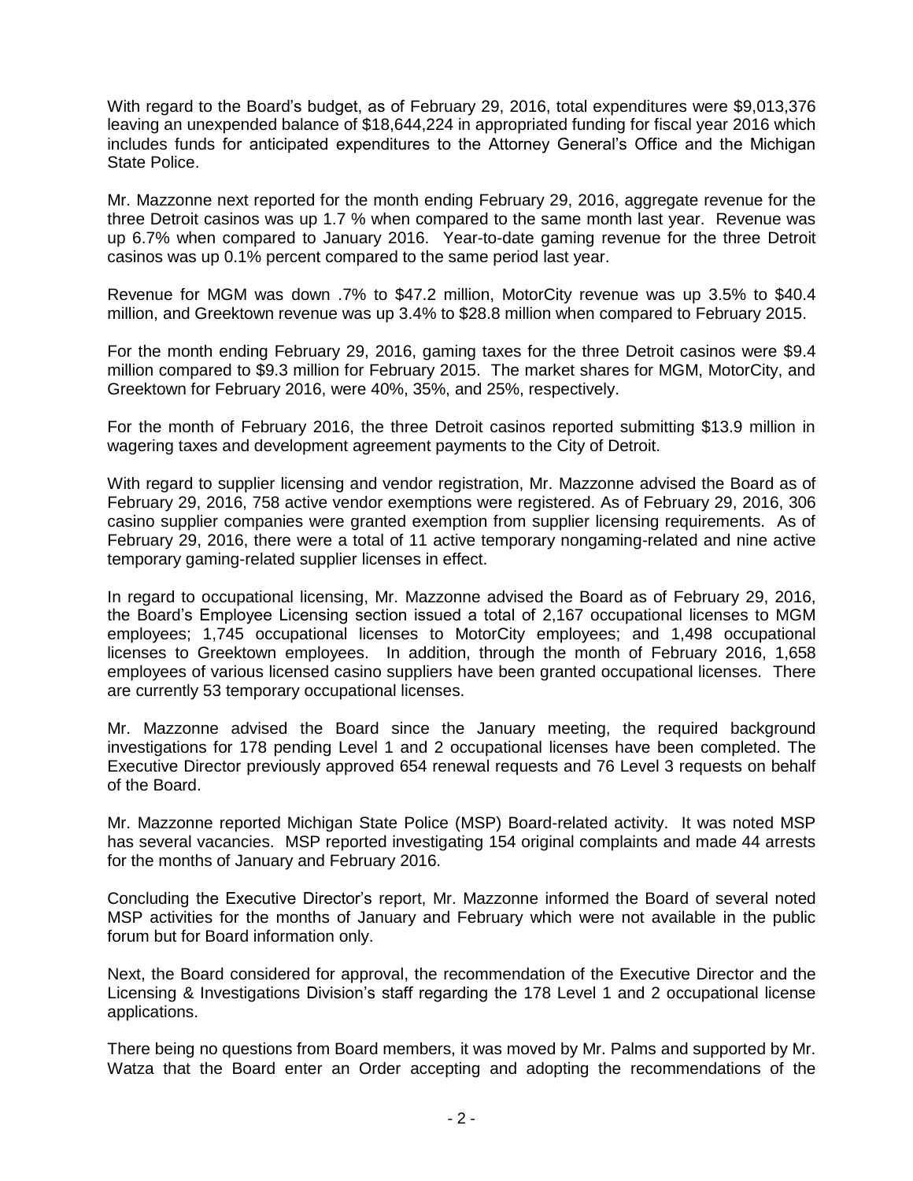With regard to the Board's budget, as of February 29, 2016, total expenditures were $9,013,376 leaving an unexpended balance of $18,644,224 in appropriated funding for fiscal year 2016 which includes funds for anticipated expenditures to the Attorney General's Office and the Michigan State Police.

Mr. Mazzonne next reported for the month ending February 29, 2016, aggregate revenue for the three Detroit casinos was up 1.7 % when compared to the same month last year. Revenue was up 6.7% when compared to January 2016. Year-to-date gaming revenue for the three Detroit casinos was up 0.1% percent compared to the same period last year.

Revenue for MGM was down .7% to $47.2 million, MotorCity revenue was up 3.5% to $40.4 million, and Greektown revenue was up 3.4% to $28.8 million when compared to February 2015.

For the month ending February 29, 2016, gaming taxes for the three Detroit casinos were $9.4 million compared to $9.3 million for February 2015. The market shares for MGM, MotorCity, and Greektown for February 2016, were 40%, 35%, and 25%, respectively.

For the month of February 2016, the three Detroit casinos reported submitting $13.9 million in wagering taxes and development agreement payments to the City of Detroit.

With regard to supplier licensing and vendor registration, Mr. Mazzonne advised the Board as of February 29, 2016, 758 active vendor exemptions were registered. As of February 29, 2016, 306 casino supplier companies were granted exemption from supplier licensing requirements. As of February 29, 2016, there were a total of 11 active temporary nongaming-related and nine active temporary gaming-related supplier licenses in effect.

In regard to occupational licensing, Mr. Mazzonne advised the Board as of February 29, 2016, the Board's Employee Licensing section issued a total of 2,167 occupational licenses to MGM employees; 1,745 occupational licenses to MotorCity employees; and 1,498 occupational licenses to Greektown employees. In addition, through the month of February 2016, 1,658 employees of various licensed casino suppliers have been granted occupational licenses. There are currently 53 temporary occupational licenses.

Mr. Mazzonne advised the Board since the January meeting, the required background investigations for 178 pending Level 1 and 2 occupational licenses have been completed. The Executive Director previously approved 654 renewal requests and 76 Level 3 requests on behalf of the Board.

Mr. Mazzonne reported Michigan State Police (MSP) Board-related activity. It was noted MSP has several vacancies. MSP reported investigating 154 original complaints and made 44 arrests for the months of January and February 2016.

Concluding the Executive Director's report, Mr. Mazzonne informed the Board of several noted MSP activities for the months of January and February which were not available in the public forum but for Board information only.

Next, the Board considered for approval, the recommendation of the Executive Director and the Licensing & Investigations Division's staff regarding the 178 Level 1 and 2 occupational license applications.

There being no questions from Board members, it was moved by Mr. Palms and supported by Mr. Watza that the Board enter an Order accepting and adopting the recommendations of the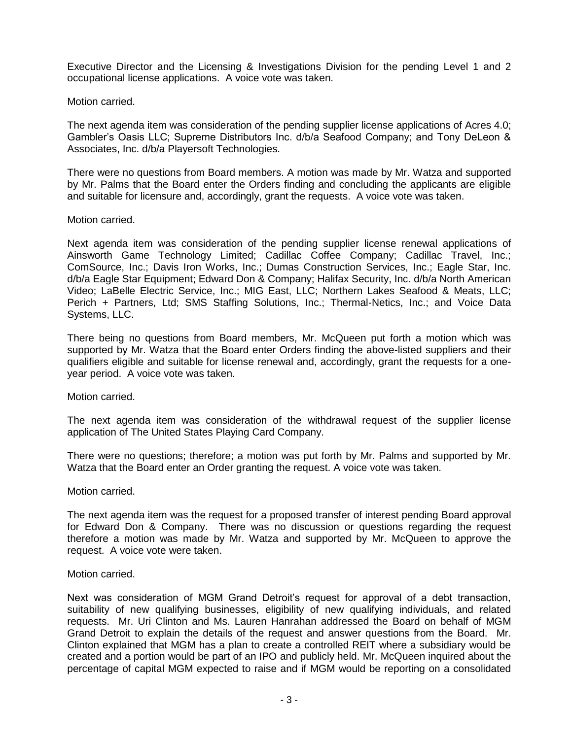Executive Director and the Licensing & Investigations Division for the pending Level 1 and 2 occupational license applications. A voice vote was taken.

Motion carried.

The next agenda item was consideration of the pending supplier license applications of Acres 4.0; Gambler's Oasis LLC; Supreme Distributors Inc. d/b/a Seafood Company; and Tony DeLeon & Associates, Inc. d/b/a Playersoft Technologies.

There were no questions from Board members. A motion was made by Mr. Watza and supported by Mr. Palms that the Board enter the Orders finding and concluding the applicants are eligible and suitable for licensure and, accordingly, grant the requests. A voice vote was taken.

Motion carried.

Next agenda item was consideration of the pending supplier license renewal applications of Ainsworth Game Technology Limited; Cadillac Coffee Company; Cadillac Travel, Inc.; ComSource, Inc.; Davis Iron Works, Inc.; Dumas Construction Services, Inc.; Eagle Star, Inc. d/b/a Eagle Star Equipment; Edward Don & Company; Halifax Security, Inc. d/b/a North American Video; LaBelle Electric Service, Inc.; MIG East, LLC; Northern Lakes Seafood & Meats, LLC; Perich + Partners, Ltd; SMS Staffing Solutions, Inc.; Thermal-Netics, Inc.; and Voice Data Systems, LLC.

There being no questions from Board members, Mr. McQueen put forth a motion which was supported by Mr. Watza that the Board enter Orders finding the above-listed suppliers and their qualifiers eligible and suitable for license renewal and, accordingly, grant the requests for a one-year period. A voice vote was taken.

Motion carried.

The next agenda item was consideration of the withdrawal request of the supplier license application of The United States Playing Card Company.

There were no questions; therefore; a motion was put forth by Mr. Palms and supported by Mr. Watza that the Board enter an Order granting the request. A voice vote was taken.

Motion carried.

The next agenda item was the request for a proposed transfer of interest pending Board approval for Edward Don & Company. There was no discussion or questions regarding the request therefore a motion was made by Mr. Watza and supported by Mr. McQueen to approve the request. A voice vote were taken.

Motion carried.

Next was consideration of MGM Grand Detroit's request for approval of a debt transaction, suitability of new qualifying businesses, eligibility of new qualifying individuals, and related requests. Mr. Uri Clinton and Ms. Lauren Hanrahan addressed the Board on behalf of MGM Grand Detroit to explain the details of the request and answer questions from the Board. Mr. Clinton explained that MGM has a plan to create a controlled REIT where a subsidiary would be created and a portion would be part of an IPO and publicly held. Mr. McQueen inquired about the percentage of capital MGM expected to raise and if MGM would be reporting on a consolidated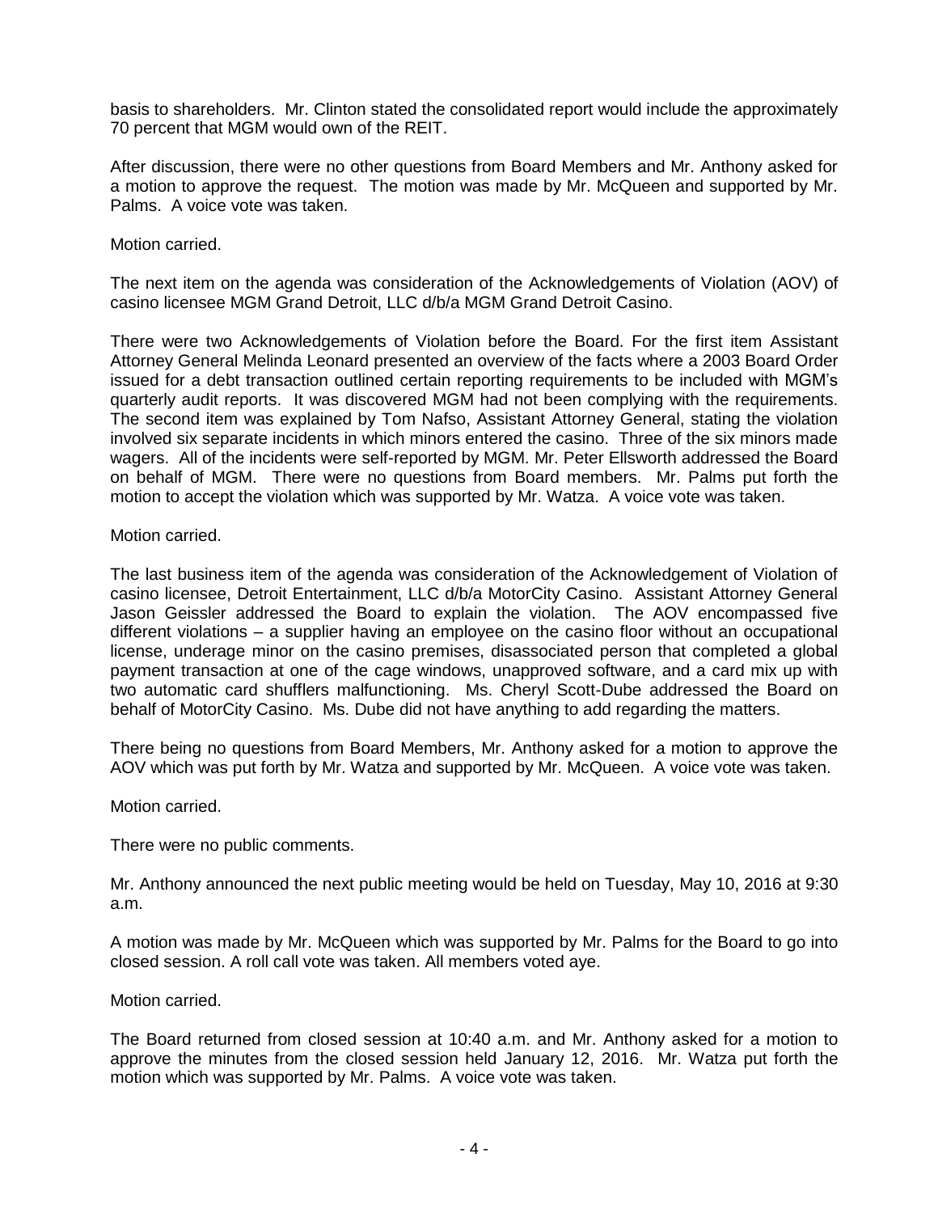basis to shareholders. Mr. Clinton stated the consolidated report would include the approximately 70 percent that MGM would own of the REIT.

After discussion, there were no other questions from Board Members and Mr. Anthony asked for a motion to approve the request. The motion was made by Mr. McQueen and supported by Mr. Palms. A voice vote was taken.

Motion carried.

The next item on the agenda was consideration of the Acknowledgements of Violation (AOV) of casino licensee MGM Grand Detroit, LLC d/b/a MGM Grand Detroit Casino.

There were two Acknowledgements of Violation before the Board. For the first item Assistant Attorney General Melinda Leonard presented an overview of the facts where a 2003 Board Order issued for a debt transaction outlined certain reporting requirements to be included with MGM's quarterly audit reports. It was discovered MGM had not been complying with the requirements. The second item was explained by Tom Nafso, Assistant Attorney General, stating the violation involved six separate incidents in which minors entered the casino. Three of the six minors made wagers. All of the incidents were self-reported by MGM. Mr. Peter Ellsworth addressed the Board on behalf of MGM. There were no questions from Board members. Mr. Palms put forth the motion to accept the violation which was supported by Mr. Watza. A voice vote was taken.

Motion carried.

The last business item of the agenda was consideration of the Acknowledgement of Violation of casino licensee, Detroit Entertainment, LLC d/b/a MotorCity Casino. Assistant Attorney General Jason Geissler addressed the Board to explain the violation. The AOV encompassed five different violations – a supplier having an employee on the casino floor without an occupational license, underage minor on the casino premises, disassociated person that completed a global payment transaction at one of the cage windows, unapproved software, and a card mix up with two automatic card shufflers malfunctioning. Ms. Cheryl Scott-Dube addressed the Board on behalf of MotorCity Casino. Ms. Dube did not have anything to add regarding the matters.

There being no questions from Board Members, Mr. Anthony asked for a motion to approve the AOV which was put forth by Mr. Watza and supported by Mr. McQueen. A voice vote was taken.

Motion carried.

There were no public comments.

Mr. Anthony announced the next public meeting would be held on Tuesday, May 10, 2016 at 9:30 a.m.

A motion was made by Mr. McQueen which was supported by Mr. Palms for the Board to go into closed session. A roll call vote was taken. All members voted aye.

Motion carried.

The Board returned from closed session at 10:40 a.m. and Mr. Anthony asked for a motion to approve the minutes from the closed session held January 12, 2016. Mr. Watza put forth the motion which was supported by Mr. Palms. A voice vote was taken.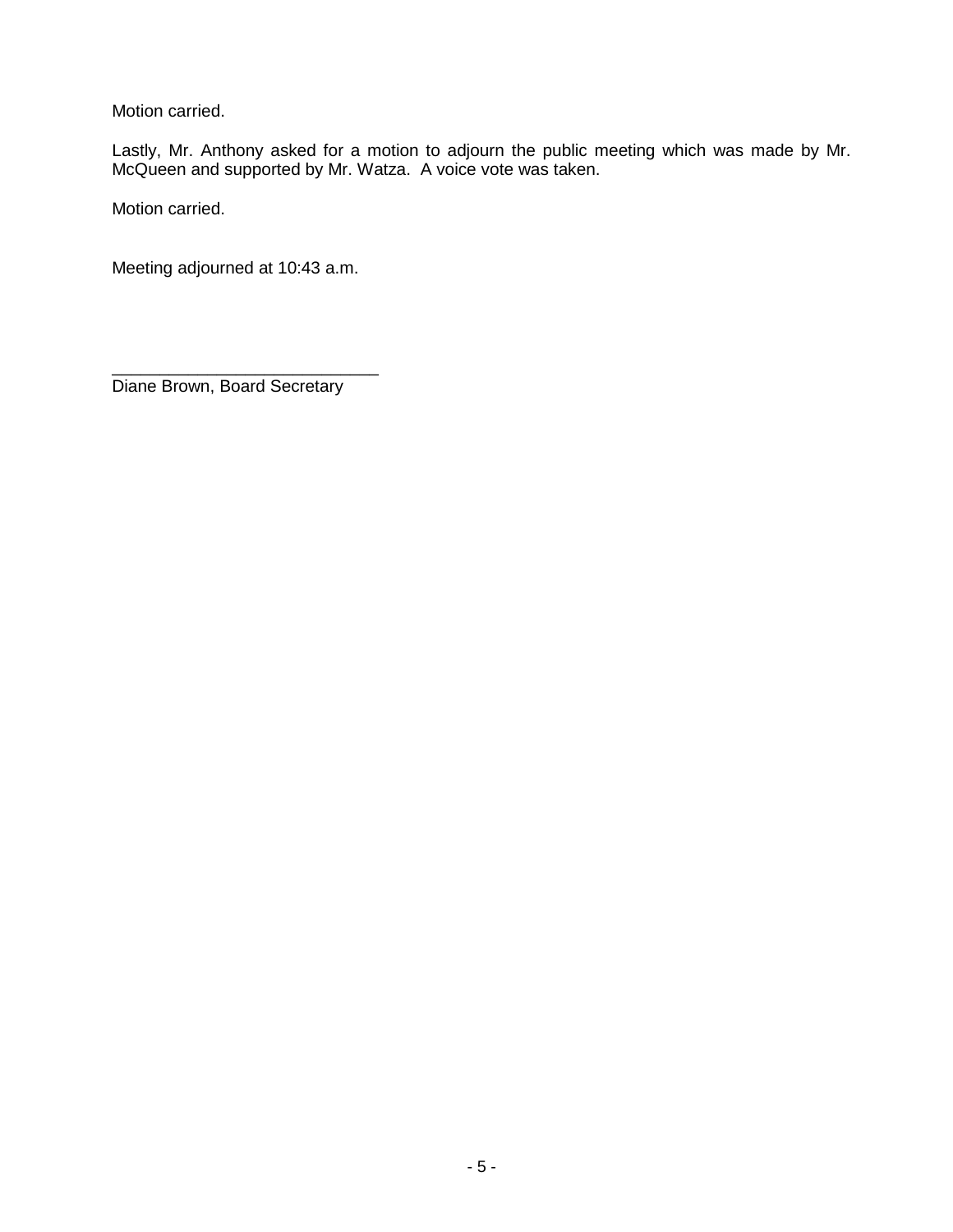Motion carried.

Lastly, Mr. Anthony asked for a motion to adjourn the public meeting which was made by Mr. McQueen and supported by Mr. Watza. A voice vote was taken.

Motion carried.

Meeting adjourned at 10:43 a.m.

____________________________
Diane Brown, Board Secretary